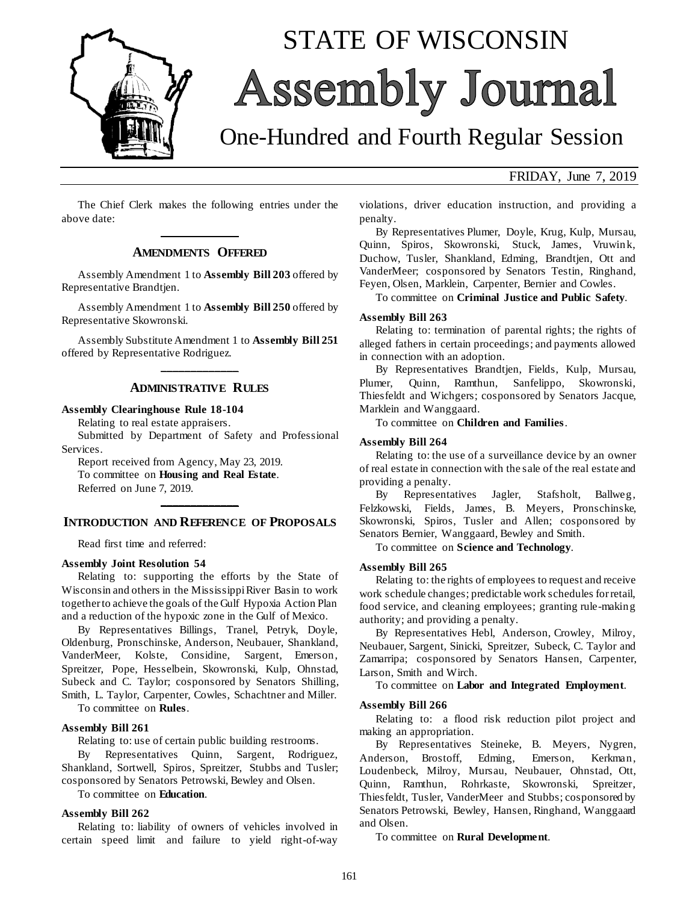# STATE OF WISCONSIN

# Assembly Journal

## One-Hundred and Fourth Regular Session

FRIDAY, June 7, 2019

The Chief Clerk makes the following entries under the above date:

## AMENDMENTS OFFERED

Assembly Amendment 1 to **Assembly Bill 203** offered by Representative Brandtjen.

Assembly Amendment 1 to **Assembly Bill 250** offered by Representative Skowronski.

Assembly Substitute Amendment 1 to **Assembly Bill 251** offered by Representative Rodriguez.

## ADMINISTRATIVE RULES

**Assembly Clearinghouse Rule 18-104**

Relating to real estate appraisers.

Submitted by Department of Safety and Professional Services.

Report received from Agency, May 23, 2019.

To committee on **Housing and Real Estate**.

Referred on June 7, 2019.

## INTRODUCTION AND REFERENCE OF PROPOSALS

Read first time and referred:

**Assembly Joint Resolution 54**

Relating to: supporting the efforts by the State of Wisconsin and others in the Mississippi River Basin to work together to achieve the goals of the Gulf Hypoxia Action Plan and a reduction of the hypoxic zone in the Gulf of Mexico.

By Representatives Billings, Tranel, Petryk, Doyle, Oldenburg, Pronschinske, Anderson, Neubauer, Shankland, VanderMeer, Kolste, Considine, Sargent, Emerson, Spreitzer, Pope, Hesselbein, Skowronski, Kulp, Ohnstad, Subeck and C. Taylor; cosponsored by Senators Shilling, Smith, L. Taylor, Carpenter, Cowles, Schachtner and Miller.

To committee on **Rules**.

**Assembly Bill 261**

Relating to: use of certain public building restrooms.

By Representatives Quinn, Sargent, Rodriguez, Shankland, Sortwell, Spiros, Spreitzer, Stubbs and Tusler; cosponsored by Senators Petrowski, Bewley and Olsen.

To committee on **Education**.

**Assembly Bill 262**

Relating to: liability of owners of vehicles involved in certain speed limit and failure to yield right-of-way violations, driver education instruction, and providing a penalty.

By Representatives Plumer, Doyle, Krug, Kulp, Mursau, Quinn, Spiros, Skowronski, Stuck, James, Vruwink, Duchow, Tusler, Shankland, Edming, Brandtjen, Ott and VanderMeer; cosponsored by Senators Testin, Ringhand, Feyen, Olsen, Marklein, Carpenter, Bernier and Cowles.

To committee on **Criminal Justice and Public Safety**.

**Assembly Bill 263**

Relating to: termination of parental rights; the rights of alleged fathers in certain proceedings; and payments allowed in connection with an adoption.

By Representatives Brandtjen, Fields, Kulp, Mursau, Plumer, Quinn, Ramthun, Sanfelippo, Skowronski, Thiesfeldt and Wichgers; cosponsored by Senators Jacque, Marklein and Wanggaard.

To committee on **Children and Families**.

**Assembly Bill 264**

Relating to: the use of a surveillance device by an owner of real estate in connection with the sale of the real estate and providing a penalty.

By Representatives Jagler, Stafsholt, Ballweg, Felzkowski, Fields, James, B. Meyers, Pronschinske, Skowronski, Spiros, Tusler and Allen; cosponsored by Senators Bernier, Wanggaard, Bewley and Smith.

To committee on **Science and Technology**.

**Assembly Bill 265**

Relating to: the rights of employees to request and receive work schedule changes; predictable work schedules for retail, food service, and cleaning employees; granting rule-making authority; and providing a penalty.

By Representatives Hebl, Anderson, Crowley, Milroy, Neubauer, Sargent, Sinicki, Spreitzer, Subeck, C. Taylor and Zamarripa; cosponsored by Senators Hansen, Carpenter, Larson, Smith and Wirch.

To committee on **Labor and Integrated Employment**.

**Assembly Bill 266**

Relating to: a flood risk reduction pilot project and making an appropriation.

By Representatives Steineke, B. Meyers, Nygren, Anderson, Brostoff, Edming, Emerson, Kerkman, Loudenbeck, Milroy, Mursau, Neubauer, Ohnstad, Ott, Quinn, Ramthun, Rohrkaste, Skowronski, Spreitzer, Thiesfeldt, Tusler, VanderMeer and Stubbs; cosponsored by Senators Petrowski, Bewley, Hansen, Ringhand, Wanggaard and Olsen.

To committee on **Rural Development**.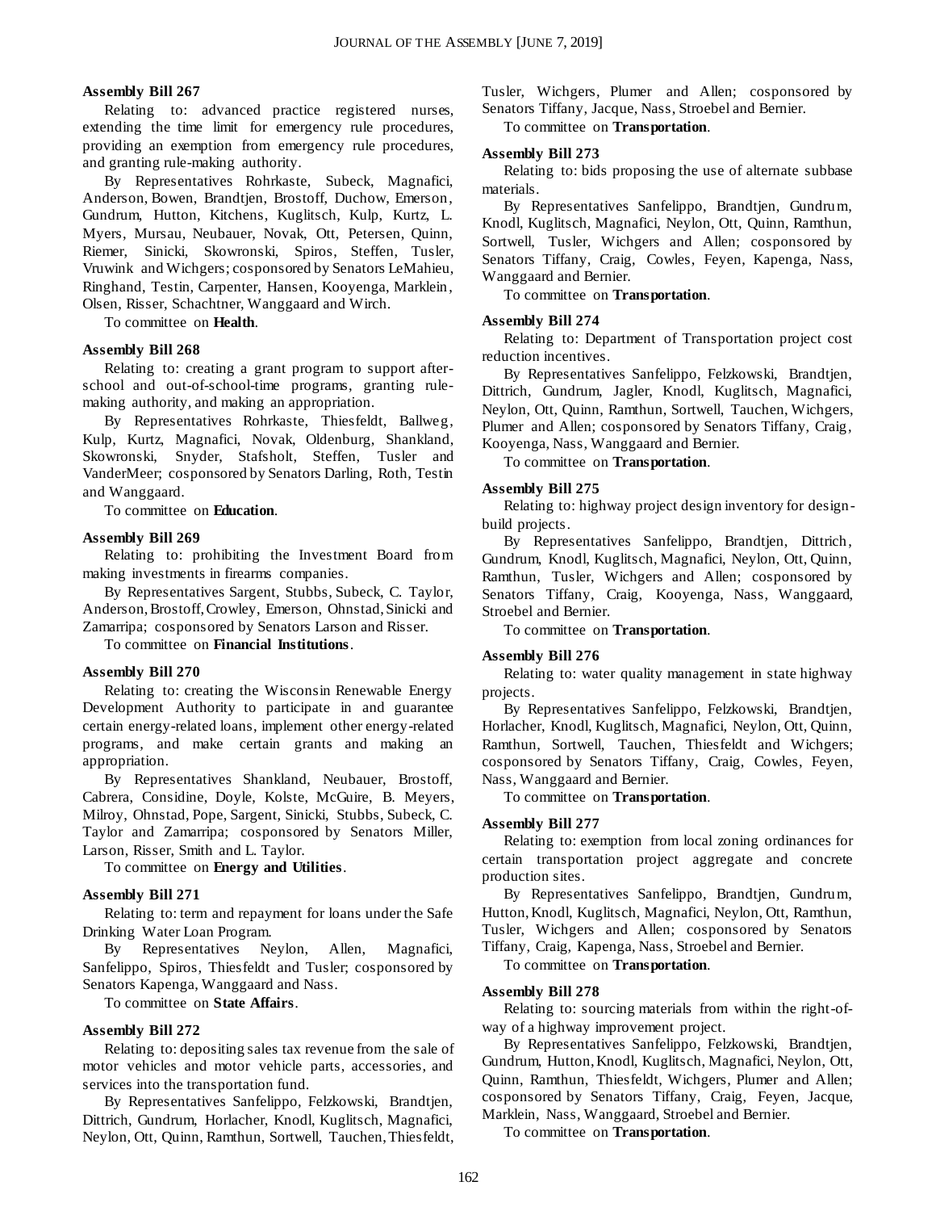**Assembly Bill 267**

Relating to: advanced practice registered nurses, extending the time limit for emergency rule procedures, providing an exemption from emergency rule procedures, and granting rule-making authority.

By Representatives Rohrkaste, Subeck, Magnafici, Anderson, Bowen, Brandtjen, Brostoff, Duchow, Emerson, Gundrum, Hutton, Kitchens, Kuglitsch, Kulp, Kurtz, L. Myers, Mursau, Neubauer, Novak, Ott, Petersen, Quinn, Riemer, Sinicki, Skowronski, Spiros, Steffen, Tusler, Vruwink and Wichgers; cosponsored by Senators LeMahieu, Ringhand, Testin, Carpenter, Hansen, Kooyenga, Marklein, Olsen, Risser, Schachtner, Wanggaard and Wirch.

To committee on **Health**.

**Assembly Bill 268**

Relating to: creating a grant program to support after-school and out-of-school-time programs, granting rule-making authority, and making an appropriation.

By Representatives Rohrkaste, Thiesfeldt, Ballweg, Kulp, Kurtz, Magnafici, Novak, Oldenburg, Shankland, Skowronski, Snyder, Stafsholt, Steffen, Tusler and VanderMeer; cosponsored by Senators Darling, Roth, Testin and Wanggaard.

To committee on **Education**.

**Assembly Bill 269**

Relating to: prohibiting the Investment Board from making investments in firearms companies.

By Representatives Sargent, Stubbs, Subeck, C. Taylor, Anderson, Brostoff, Crowley, Emerson, Ohnstad, Sinicki and Zamarripa; cosponsored by Senators Larson and Risser.

To committee on **Financial Institutions**.

**Assembly Bill 270**

Relating to: creating the Wisconsin Renewable Energy Development Authority to participate in and guarantee certain energy-related loans, implement other energy-related programs, and make certain grants and making an appropriation.

By Representatives Shankland, Neubauer, Brostoff, Cabrera, Considine, Doyle, Kolste, McGuire, B. Meyers, Milroy, Ohnstad, Pope, Sargent, Sinicki, Stubbs, Subeck, C. Taylor and Zamarripa; cosponsored by Senators Miller, Larson, Risser, Smith and L. Taylor.

To committee on **Energy and Utilities**.

**Assembly Bill 271**

Relating to: term and repayment for loans under the Safe Drinking Water Loan Program.

By Representatives Neylon, Allen, Magnafici, Sanfelippo, Spiros, Thiesfeldt and Tusler; cosponsored by Senators Kapenga, Wanggaard and Nass.

To committee on **State Affairs**.

**Assembly Bill 272**

Relating to: depositing sales tax revenue from the sale of motor vehicles and motor vehicle parts, accessories, and services into the transportation fund.

By Representatives Sanfelippo, Felzkowski, Brandtjen, Dittrich, Gundrum, Horlacher, Knodl, Kuglitsch, Magnafici, Neylon, Ott, Quinn, Ramthun, Sortwell, Tauchen, Thiesfeldt, Tusler, Wichgers, Plumer and Allen; cosponsored by Senators Tiffany, Jacque, Nass, Stroebel and Bernier.

To committee on **Transportation**.

**Assembly Bill 273**

Relating to: bids proposing the use of alternate subbase materials.

By Representatives Sanfelippo, Brandtjen, Gundrum, Knodl, Kuglitsch, Magnafici, Neylon, Ott, Quinn, Ramthun, Sortwell, Tusler, Wichgers and Allen; cosponsored by Senators Tiffany, Craig, Cowles, Feyen, Kapenga, Nass, Wanggaard and Bernier.

To committee on **Transportation**.

**Assembly Bill 274**

Relating to: Department of Transportation project cost reduction incentives.

By Representatives Sanfelippo, Felzkowski, Brandtjen, Dittrich, Gundrum, Jagler, Knodl, Kuglitsch, Magnafici, Neylon, Ott, Quinn, Ramthun, Sortwell, Tauchen, Wichgers, Plumer and Allen; cosponsored by Senators Tiffany, Craig, Kooyenga, Nass, Wanggaard and Bernier.

To committee on **Transportation**.

**Assembly Bill 275**

Relating to: highway project design inventory for design-build projects.

By Representatives Sanfelippo, Brandtjen, Dittrich, Gundrum, Knodl, Kuglitsch, Magnafici, Neylon, Ott, Quinn, Ramthun, Tusler, Wichgers and Allen; cosponsored by Senators Tiffany, Craig, Kooyenga, Nass, Wanggaard, Stroebel and Bernier.

To committee on **Transportation**.

**Assembly Bill 276**

Relating to: water quality management in state highway projects.

By Representatives Sanfelippo, Felzkowski, Brandtjen, Horlacher, Knodl, Kuglitsch, Magnafici, Neylon, Ott, Quinn, Ramthun, Sortwell, Tauchen, Thiesfeldt and Wichgers; cosponsored by Senators Tiffany, Craig, Cowles, Feyen, Nass, Wanggaard and Bernier.

To committee on **Transportation**.

**Assembly Bill 277**

Relating to: exemption from local zoning ordinances for certain transportation project aggregate and concrete production sites.

By Representatives Sanfelippo, Brandtjen, Gundrum, Hutton, Knodl, Kuglitsch, Magnafici, Neylon, Ott, Ramthun, Tusler, Wichgers and Allen; cosponsored by Senators Tiffany, Craig, Kapenga, Nass, Stroebel and Bernier.

To committee on **Transportation**.

**Assembly Bill 278**

Relating to: sourcing materials from within the right-of-way of a highway improvement project.

By Representatives Sanfelippo, Felzkowski, Brandtjen, Gundrum, Hutton, Knodl, Kuglitsch, Magnafici, Neylon, Ott, Quinn, Ramthun, Thiesfeldt, Wichgers, Plumer and Allen; cosponsored by Senators Tiffany, Craig, Feyen, Jacque, Marklein, Nass, Wanggaard, Stroebel and Bernier.

To committee on **Transportation**.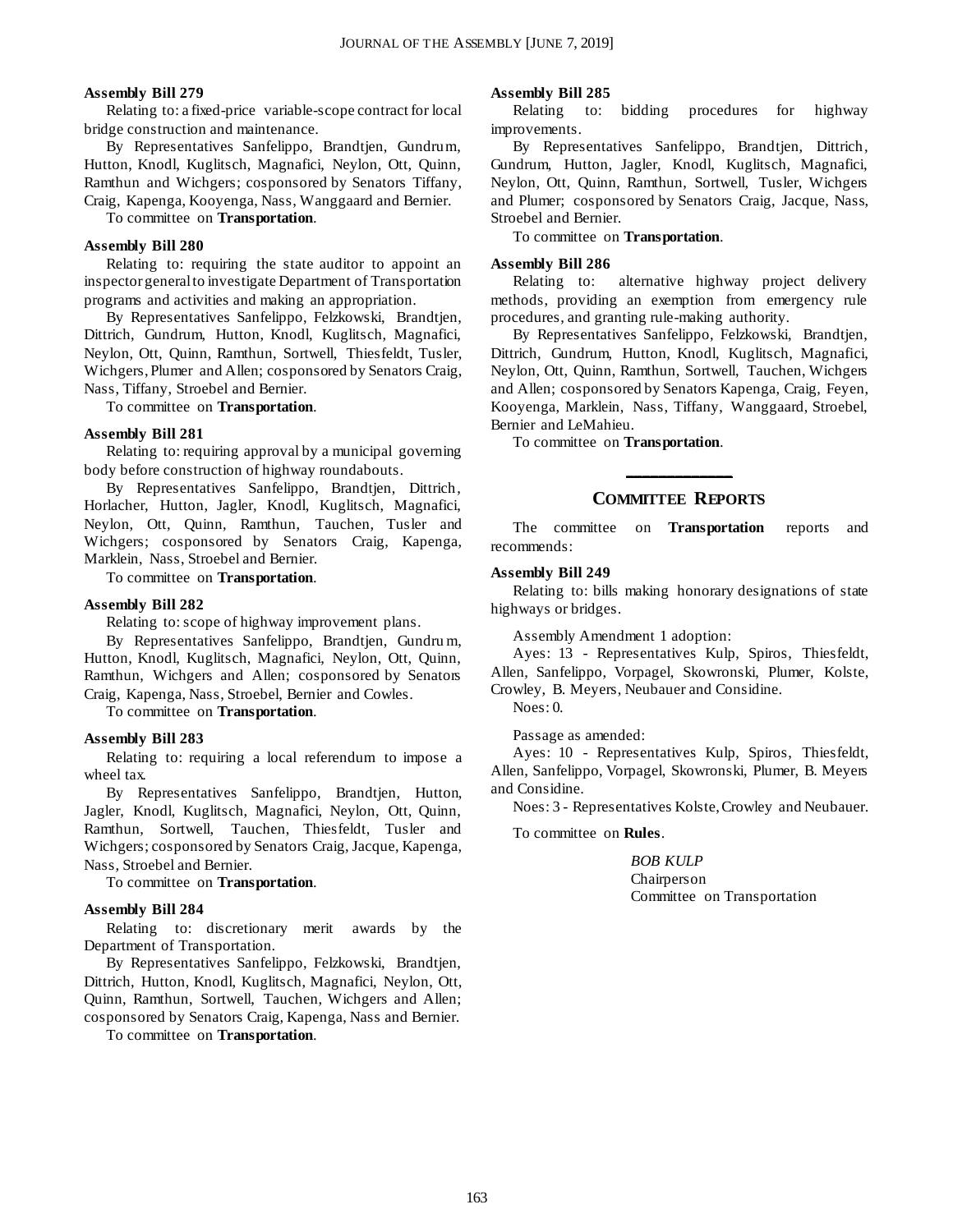**Assembly Bill 279**

Relating to: a fixed-price variable-scope contract for local bridge construction and maintenance.

By Representatives Sanfelippo, Brandtjen, Gundrum, Hutton, Knodl, Kuglitsch, Magnafici, Neylon, Ott, Quinn, Ramthun and Wichgers; cosponsored by Senators Tiffany, Craig, Kapenga, Kooyenga, Nass, Wanggaard and Bernier.

To committee on **Transportation**.

**Assembly Bill 280**

Relating to: requiring the state auditor to appoint an inspector general to investigate Department of Transportation programs and activities and making an appropriation.

By Representatives Sanfelippo, Felzkowski, Brandtjen, Dittrich, Gundrum, Hutton, Knodl, Kuglitsch, Magnafici, Neylon, Ott, Quinn, Ramthun, Sortwell, Thiesfeldt, Tusler, Wichgers, Plumer and Allen; cosponsored by Senators Craig, Nass, Tiffany, Stroebel and Bernier.

To committee on **Transportation**.

**Assembly Bill 281**

Relating to: requiring approval by a municipal governing body before construction of highway roundabouts.

By Representatives Sanfelippo, Brandtjen, Dittrich, Horlacher, Hutton, Jagler, Knodl, Kuglitsch, Magnafici, Neylon, Ott, Quinn, Ramthun, Tauchen, Tusler and Wichgers; cosponsored by Senators Craig, Kapenga, Marklein, Nass, Stroebel and Bernier.

To committee on **Transportation**.

**Assembly Bill 282**

Relating to: scope of highway improvement plans.

By Representatives Sanfelippo, Brandtjen, Gundrum, Hutton, Knodl, Kuglitsch, Magnafici, Neylon, Ott, Quinn, Ramthun, Wichgers and Allen; cosponsored by Senators Craig, Kapenga, Nass, Stroebel, Bernier and Cowles.

To committee on **Transportation**.

**Assembly Bill 283**

Relating to: requiring a local referendum to impose a wheel tax.

By Representatives Sanfelippo, Brandtjen, Hutton, Jagler, Knodl, Kuglitsch, Magnafici, Neylon, Ott, Quinn, Ramthun, Sortwell, Tauchen, Thiesfeldt, Tusler and Wichgers; cosponsored by Senators Craig, Jacque, Kapenga, Nass, Stroebel and Bernier.

To committee on **Transportation**.

**Assembly Bill 284**

Relating to: discretionary merit awards by the Department of Transportation.

By Representatives Sanfelippo, Felzkowski, Brandtjen, Dittrich, Hutton, Knodl, Kuglitsch, Magnafici, Neylon, Ott, Quinn, Ramthun, Sortwell, Tauchen, Wichgers and Allen; cosponsored by Senators Craig, Kapenga, Nass and Bernier.

To committee on **Transportation**.

**Assembly Bill 285**

Relating to: bidding procedures for highway improvements.

By Representatives Sanfelippo, Brandtjen, Dittrich, Gundrum, Hutton, Jagler, Knodl, Kuglitsch, Magnafici, Neylon, Ott, Quinn, Ramthun, Sortwell, Tusler, Wichgers and Plumer; cosponsored by Senators Craig, Jacque, Nass, Stroebel and Bernier.

To committee on **Transportation**.

**Assembly Bill 286**

Relating to: alternative highway project delivery methods, providing an exemption from emergency rule procedures, and granting rule-making authority.

By Representatives Sanfelippo, Felzkowski, Brandtjen, Dittrich, Gundrum, Hutton, Knodl, Kuglitsch, Magnafici, Neylon, Ott, Quinn, Ramthun, Sortwell, Tauchen, Wichgers and Allen; cosponsored by Senators Kapenga, Craig, Feyen, Kooyenga, Marklein, Nass, Tiffany, Wanggaard, Stroebel, Bernier and LeMahieu.

To committee on **Transportation**.

---

## COMMITTEE REPORTS

The committee on **Transportation** reports and recommends:

**Assembly Bill 249**

Relating to: bills making honorary designations of state highways or bridges.

Assembly Amendment 1 adoption:

Ayes: 13 - Representatives Kulp, Spiros, Thiesfeldt, Allen, Sanfelippo, Vorpagel, Skowronski, Plumer, Kolste, Crowley, B. Meyers, Neubauer and Considine.

Noes: 0.

Passage as amended:

Ayes: 10 - Representatives Kulp, Spiros, Thiesfeldt, Allen, Sanfelippo, Vorpagel, Skowronski, Plumer, B. Meyers and Considine.

Noes: 3 - Representatives Kolste, Crowley and Neubauer.

To committee on **Rules**.

*BOB KULP*
Chairperson
Committee on Transportation